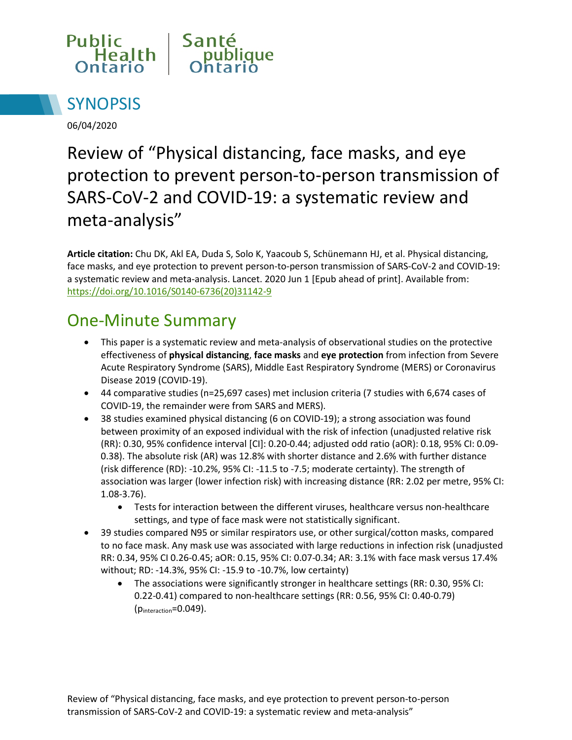Public Health Ontario | Santé publique Ontario

# SYNOPSIS

06/04/2020

# Review of “Physical distancing, face masks, and eye protection to prevent person-to-person transmission of SARS-CoV-2 and COVID-19: a systematic review and meta-analysis”

**Article citation:** Chu DK, Akl EA, Duda S, Solo K, Yaacoub S, Schünemann HJ, et al. Physical distancing, face masks, and eye protection to prevent person-to-person transmission of SARS-CoV-2 and COVID-19: a systematic review and meta-analysis. Lancet. 2020 Jun 1 [Epub ahead of print]. Available from: https://doi.org/10.1016/S0140-6736(20)31142-9

## One-Minute Summary

- This paper is a systematic review and meta-analysis of observational studies on the protective effectiveness of **physical distancing**, **face masks** and **eye protection** from infection from Severe Acute Respiratory Syndrome (SARS), Middle East Respiratory Syndrome (MERS) or Coronavirus Disease 2019 (COVID-19).
- 44 comparative studies (n=25,697 cases) met inclusion criteria (7 studies with 6,674 cases of COVID-19, the remainder were from SARS and MERS).
- 38 studies examined physical distancing (6 on COVID-19); a strong association was found between proximity of an exposed individual with the risk of infection (unadjusted relative risk (RR): 0.30, 95% confidence interval [CI]: 0.20-0.44; adjusted odd ratio (aOR): 0.18, 95% CI: 0.09-0.38). The absolute risk (AR) was 12.8% with shorter distance and 2.6% with further distance (risk difference (RD): -10.2%, 95% CI: -11.5 to -7.5; moderate certainty). The strength of association was larger (lower infection risk) with increasing distance (RR: 2.02 per metre, 95% CI: 1.08-3.76).
    - Tests for interaction between the different viruses, healthcare versus non-healthcare settings, and type of face mask were not statistically significant.
- 39 studies compared N95 or similar respirators use, or other surgical/cotton masks, compared to no face mask. Any mask use was associated with large reductions in infection risk (unadjusted RR: 0.34, 95% CI 0.26-0.45; aOR: 0.15, 95% CI: 0.07-0.34; AR: 3.1% with face mask versus 17.4% without; RD: -14.3%, 95% CI: -15.9 to -10.7%, low certainty)
    - The associations were significantly stronger in healthcare settings (RR: 0.30, 95% CI: 0.22-0.41) compared to non-healthcare settings (RR: 0.56, 95% CI: 0.40-0.79) ($p_{interaction}$=0.049).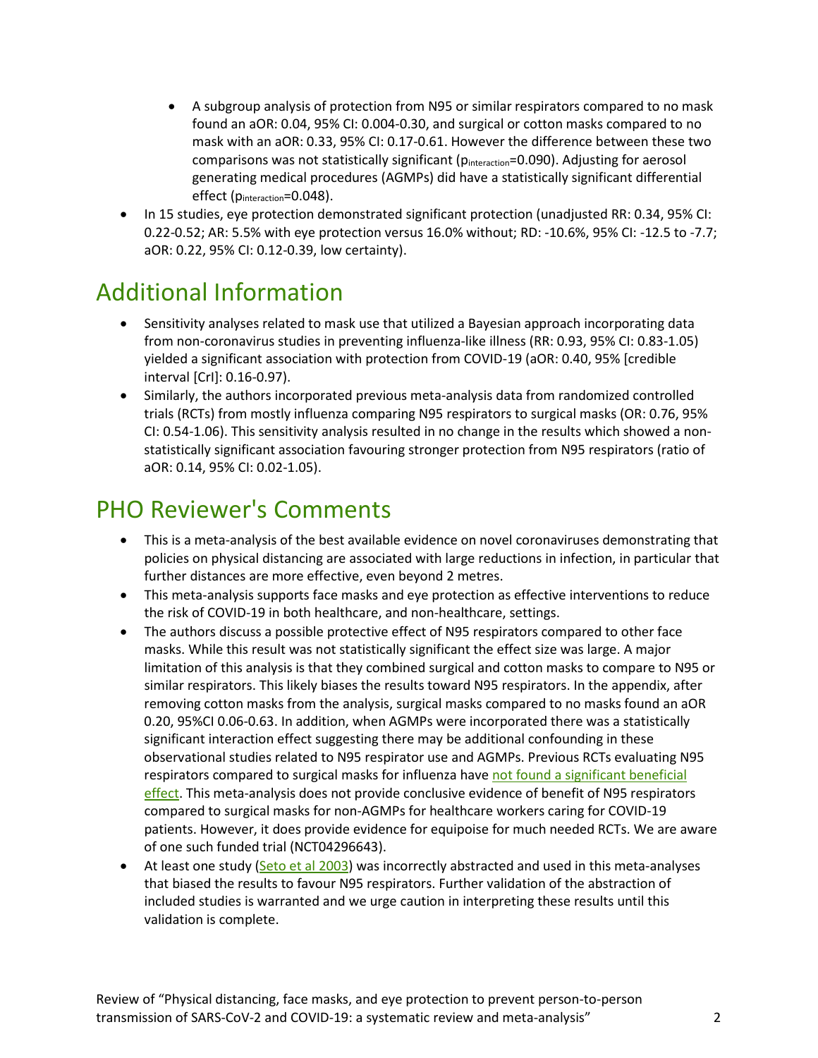- A subgroup analysis of protection from N95 or similar respirators compared to no mask found an aOR: 0.04, 95% CI: 0.004-0.30, and surgical or cotton masks compared to no mask with an aOR: 0.33, 95% CI: 0.17-0.61. However the difference between these two comparisons was not statistically significant ($p_{interaction}$=0.090). Adjusting for aerosol generating medical procedures (AGMPs) did have a statistically significant differential effect ($p_{interaction}$=0.048).
- In 15 studies, eye protection demonstrated significant protection (unadjusted RR: 0.34, 95% CI: 0.22-0.52; AR: 5.5% with eye protection versus 16.0% without; RD: -10.6%, 95% CI: -12.5 to -7.7; aOR: 0.22, 95% CI: 0.12-0.39, low certainty).

# Additional Information

- Sensitivity analyses related to mask use that utilized a Bayesian approach incorporating data from non-coronavirus studies in preventing influenza-like illness (RR: 0.93, 95% CI: 0.83-1.05) yielded a significant association with protection from COVID-19 (aOR: 0.40, 95% [credible interval [CrI]: 0.16-0.97).
- Similarly, the authors incorporated previous meta-analysis data from randomized controlled trials (RCTs) from mostly influenza comparing N95 respirators to surgical masks (OR: 0.76, 95% CI: 0.54-1.06). This sensitivity analysis resulted in no change in the results which showed a non-statistically significant association favouring stronger protection from N95 respirators (ratio of aOR: 0.14, 95% CI: 0.02-1.05).

# PHO Reviewer's Comments

- This is a meta-analysis of the best available evidence on novel coronaviruses demonstrating that policies on physical distancing are associated with large reductions in infection, in particular that further distances are more effective, even beyond 2 metres.
- This meta-analysis supports face masks and eye protection as effective interventions to reduce the risk of COVID-19 in both healthcare, and non-healthcare, settings.
- The authors discuss a possible protective effect of N95 respirators compared to other face masks. While this result was not statistically significant the effect size was large. A major limitation of this analysis is that they combined surgical and cotton masks to compare to N95 or similar respirators. This likely biases the results toward N95 respirators. In the appendix, after removing cotton masks from the analysis, surgical masks compared to no masks found an aOR 0.20, 95%CI 0.06-0.63. In addition, when AGMPs were incorporated there was a statistically significant interaction effect suggesting there may be additional confounding in these observational studies related to N95 respirator use and AGMPs. Previous RCTs evaluating N95 respirators compared to surgical masks for influenza have not found a significant beneficial effect. This meta-analysis does not provide conclusive evidence of benefit of N95 respirators compared to surgical masks for non-AGMPs for healthcare workers caring for COVID-19 patients. However, it does provide evidence for equipoise for much needed RCTs. We are aware of one such funded trial (NCT04296643).
- At least one study (Seto et al 2003) was incorrectly abstracted and used in this meta-analyses that biased the results to favour N95 respirators. Further validation of the abstraction of included studies is warranted and we urge caution in interpreting these results until this validation is complete.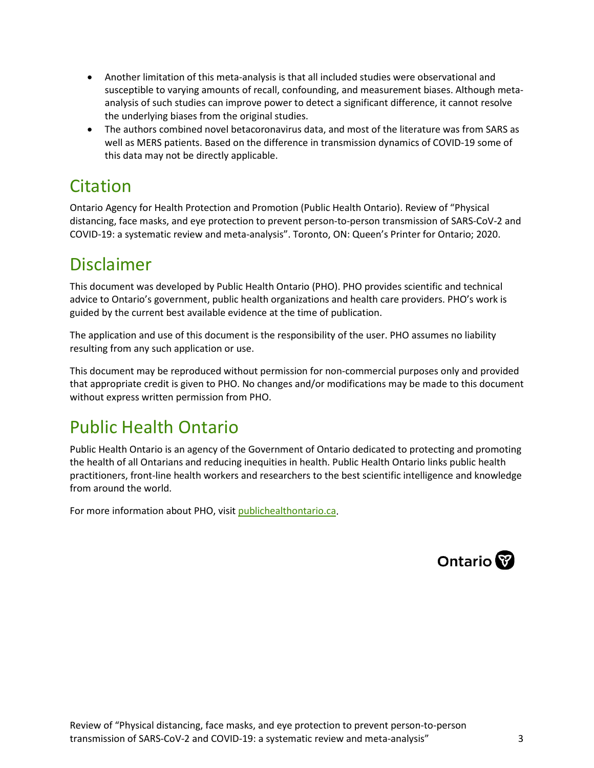- Another limitation of this meta-analysis is that all included studies were observational and susceptible to varying amounts of recall, confounding, and measurement biases. Although meta-analysis of such studies can improve power to detect a significant difference, it cannot resolve the underlying biases from the original studies.
- The authors combined novel betacoronavirus data, and most of the literature was from SARS as well as MERS patients. Based on the difference in transmission dynamics of COVID-19 some of this data may not be directly applicable.

## Citation

Ontario Agency for Health Protection and Promotion (Public Health Ontario). Review of "Physical distancing, face masks, and eye protection to prevent person-to-person transmission of SARS-CoV-2 and COVID-19: a systematic review and meta-analysis". Toronto, ON: Queen's Printer for Ontario; 2020.

## Disclaimer

This document was developed by Public Health Ontario (PHO). PHO provides scientific and technical advice to Ontario's government, public health organizations and health care providers. PHO's work is guided by the current best available evidence at the time of publication.

The application and use of this document is the responsibility of the user. PHO assumes no liability resulting from any such application or use.

This document may be reproduced without permission for non-commercial purposes only and provided that appropriate credit is given to PHO. No changes and/or modifications may be made to this document without express written permission from PHO.

## Public Health Ontario

Public Health Ontario is an agency of the Government of Ontario dedicated to protecting and promoting the health of all Ontarians and reducing inequities in health. Public Health Ontario links public health practitioners, front-line health workers and researchers to the best scientific intelligence and knowledge from around the world.

For more information about PHO, visit publichealthontario.ca.

Ontario